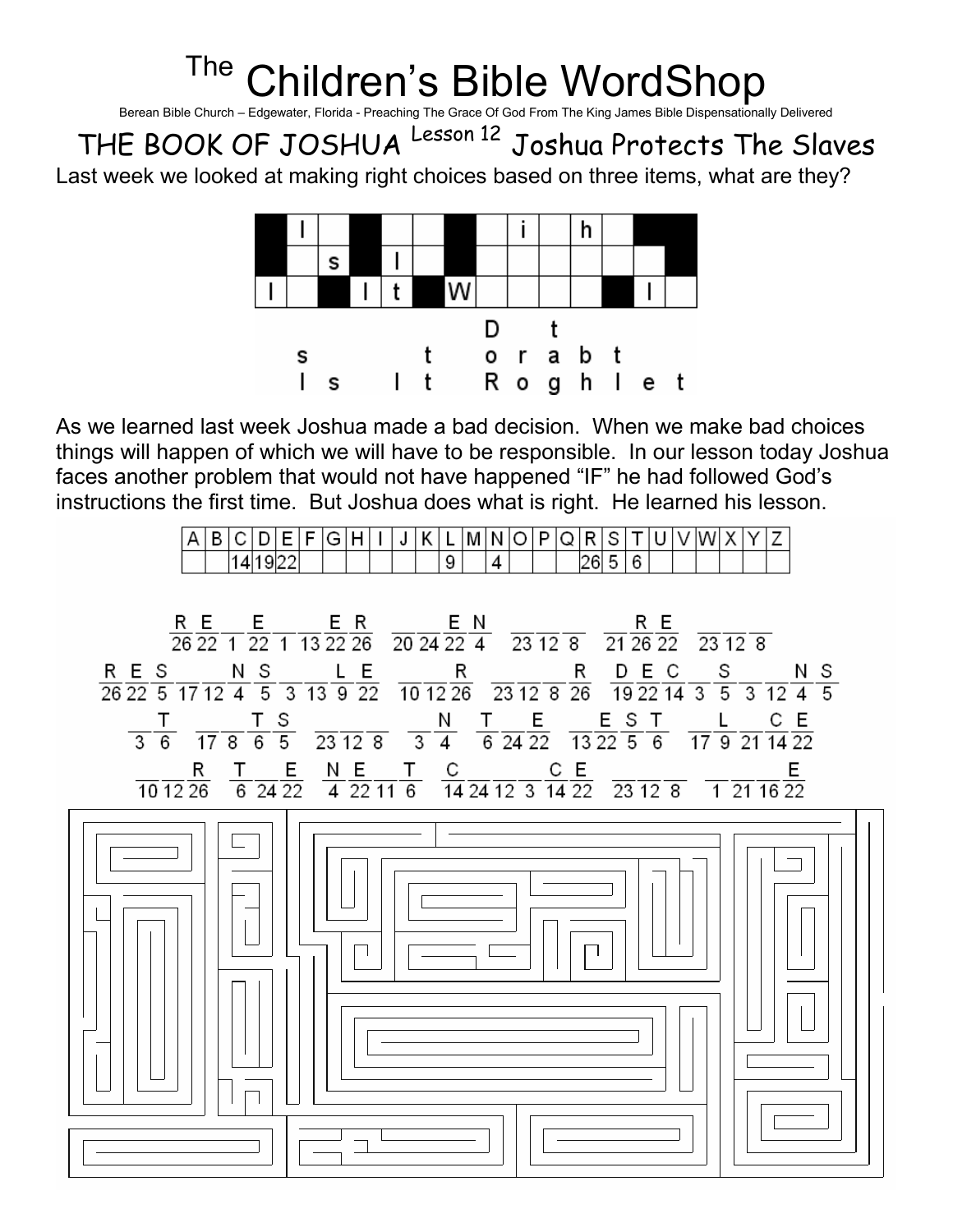# The Children's Bible WordShop

Berean Bible Church – Edgewater, Florida - Preaching The Grace Of God From The King James Bible Dispensationally Delivered

## THE BOOK OF JOSHUA Lesson 12 Joshua Protects The Slaves

Last week we looked at making right choices based on three items, what are they?

| | l | | | | | | | i | | h | | |
|---|---|---|---|---|---|---|---|---|---|---|---|---|
| | | s | | l | | | | | | | | |
| l | | | l | t | | W | | | | | l | |

D t
s t o r a b t
l s l t R o g h l e t

As we learned last week Joshua made a bad decision. When we make bad choices things will happen of which we will have to be responsible. In our lesson today Joshua faces another problem that would not have happened "IF" he had followed God's instructions the first time. But Joshua does what is right. He learned his lesson.

| A | B | C | D | E | F | G | H | I | J | K | L | M | N | O | P | Q | R | S | T | U | V | W | X | Y | Z |
|---|---|---|---|---|---|---|---|---|---|---|---|---|---|---|---|---|---|---|---|---|---|---|---|---|---|
| | | 14 | 19 | 22 | | | | | | | 9 | | 4 | | | | 26 | 5 | 6 | | | | | | |

R E _ E _ _ E R &nbsp; _ _ E N &nbsp; _ _ _ &nbsp; _ R E &nbsp; _ _ _
26 22 1 22 1 13 22 26 &nbsp; 20 24 22 4 &nbsp; 23 12 8 &nbsp; 21 26 22 &nbsp; 23 12 8

R E S _ _ N S _ _ L E &nbsp; _ _ R &nbsp; _ _ _ R &nbsp; D E C _ S _ _ N S
26 22 5 17 12 4 5 3 13 9 22 &nbsp; 10 12 26 &nbsp; 23 12 8 26 &nbsp; 19 22 14 3 5 3 12 4 5

_ T &nbsp; _ _ T S &nbsp; _ _ _ &nbsp; _ N &nbsp; T _ E &nbsp; _ E S T &nbsp; _ L _ C E
3 6 &nbsp; 17 8 6 5 &nbsp; 23 12 8 &nbsp; 3 4 &nbsp; 6 24 22 &nbsp; 13 22 5 6 &nbsp; 17 9 21 14 22

_ _ R &nbsp; T _ E &nbsp; N E _ T &nbsp; C _ _ _ C E &nbsp; _ _ _ &nbsp; _ _ _ E
10 12 26 &nbsp; 6 24 22 &nbsp; 4 22 11 6 &nbsp; 14 24 12 3 14 22 &nbsp; 23 12 8 &nbsp; 1 21 16 22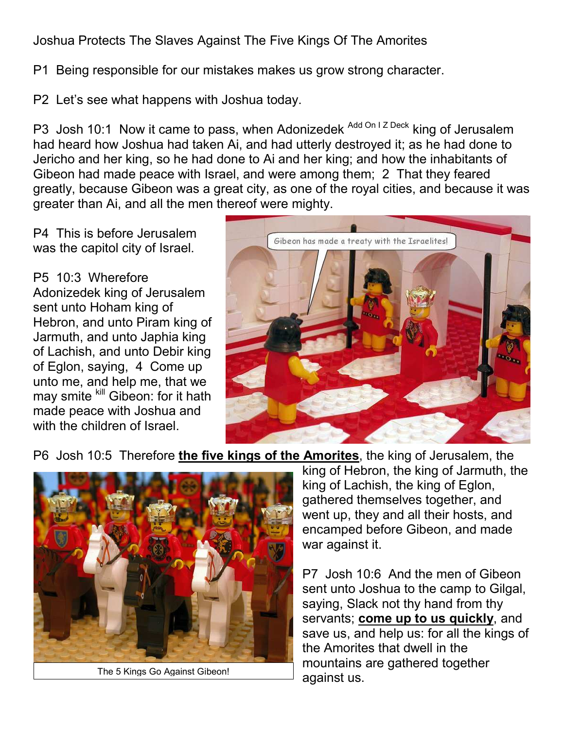Joshua Protects The Slaves Against The Five Kings Of The Amorites

P1 Being responsible for our mistakes makes us grow strong character.

P2 Let's see what happens with Joshua today.

P3 Josh 10:1 Now it came to pass, when Adonizedek [Add On I Z Deck] king of Jerusalem had heard how Joshua had taken Ai, and had utterly destroyed it; as he had done to Jericho and her king, so he had done to Ai and her king; and how the inhabitants of Gibeon had made peace with Israel, and were among them; 2 That they feared greatly, because Gibeon was a great city, as one of the royal cities, and because it was greater than Ai, and all the men thereof were mighty.

P4 This is before Jerusalem was the capitol city of Israel.

P5 10:3 Wherefore Adonizedek king of Jerusalem sent unto Hoham king of Hebron, and unto Piram king of Jarmuth, and unto Japhia king of Lachish, and unto Debir king of Eglon, saying, 4 Come up unto me, and help me, that we may smite [kill] Gibeon: for it hath made peace with Joshua and with the children of Israel.

P6 Josh 10:5 Therefore **<u>the five kings of the Amorites</u>**, the king of Jerusalem, the king of Hebron, the king of Jarmuth, the king of Lachish, the king of Eglon, gathered themselves together, and went up, they and all their hosts, and encamped before Gibeon, and made war against it.

The 5 Kings Go Against Gibeon!

P7 Josh 10:6 And the men of Gibeon sent unto Joshua to the camp to Gilgal, saying, Slack not thy hand from thy servants; **<u>come up to us quickly</u>**, and save us, and help us: for all the kings of the Amorites that dwell in the mountains are gathered together against us.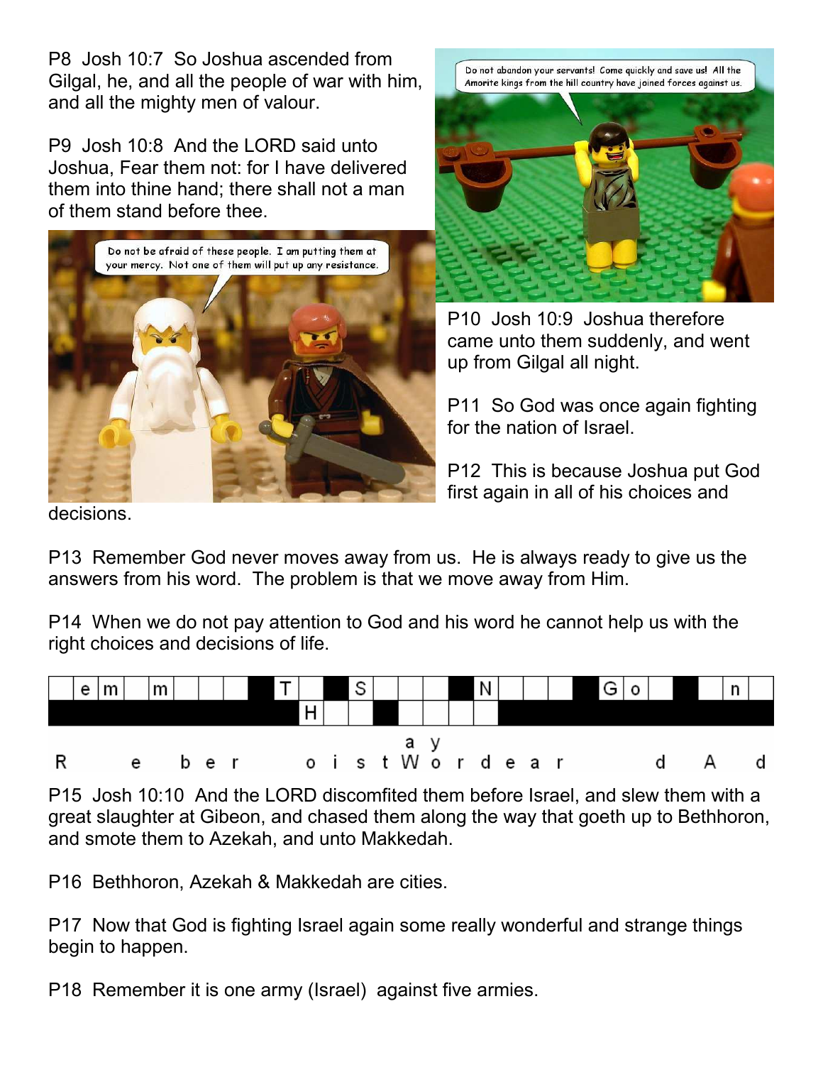P8 Josh 10:7 So Joshua ascended from Gilgal, he, and all the people of war with him, and all the mighty men of valour.

P9 Josh 10:8 And the LORD said unto Joshua, Fear them not: for I have delivered them into thine hand; there shall not a man of them stand before thee.

P10 Josh 10:9 Joshua therefore came unto them suddenly, and went up from Gilgal all night.

P11 So God was once again fighting for the nation of Israel.

P12 This is because Joshua put God first again in all of his choices and decisions.

P13 Remember God never moves away from us. He is always ready to give us the answers from his word. The problem is that we move away from Him.

P14 When we do not pay attention to God and his word he cannot help us with the right choices and decisions of life.

| | e | m | | m | | | | | T | | | S | | | | | | N | | | | | | G | o | | | | n | |
|---|---|---|---|---|---|---|---|---|---|---|---|---|---|---|---|---|---|---|---|---|---|---|---|---|---|---|---|---|---|---|
| | | | | | | | | | | H | | | | | | | | | | | | | | | | | | | | |

a y
R e b e r o i s t W o r d e a r d A d

P15 Josh 10:10 And the LORD discomfited them before Israel, and slew them with a great slaughter at Gibeon, and chased them along the way that goeth up to Bethhoron, and smote them to Azekah, and unto Makkedah.

P16 Bethhoron, Azekah & Makkedah are cities.

P17 Now that God is fighting Israel again some really wonderful and strange things begin to happen.

P18 Remember it is one army (Israel) against five armies.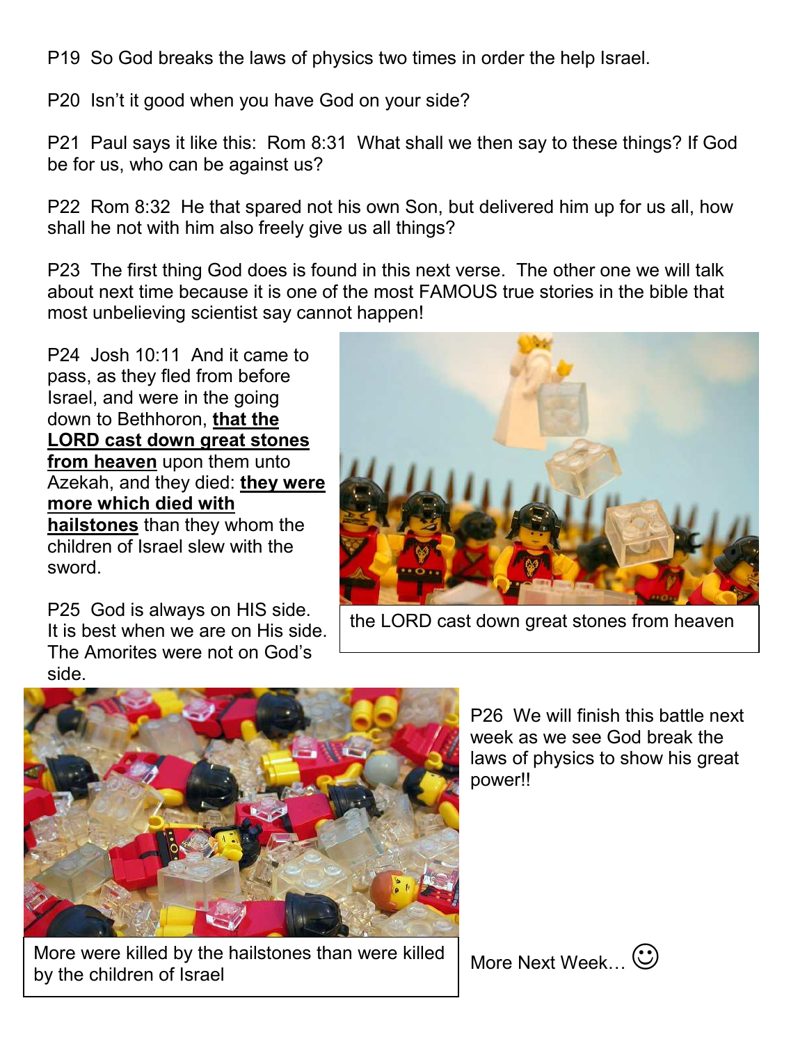P19 So God breaks the laws of physics two times in order the help Israel.

P20 Isn't it good when you have God on your side?

P21 Paul says it like this: Rom 8:31 What shall we then say to these things? If God be for us, who can be against us?

P22 Rom 8:32 He that spared not his own Son, but delivered him up for us all, how shall he not with him also freely give us all things?

P23 The first thing God does is found in this next verse. The other one we will talk about next time because it is one of the most FAMOUS true stories in the bible that most unbelieving scientist say cannot happen!

P24 Josh 10:11 And it came to pass, as they fled from before Israel, and were in the going down to Bethhoron, **that the LORD cast down great stones from heaven** upon them unto Azekah, and they died: **they were more which died with hailstones** than they whom the children of Israel slew with the sword.

the LORD cast down great stones from heaven

P25 God is always on HIS side. It is best when we are on His side. The Amorites were not on God's side.

More were killed by the hailstones than were killed by the children of Israel

P26 We will finish this battle next week as we see God break the laws of physics to show his great power!!

More Next Week… ☺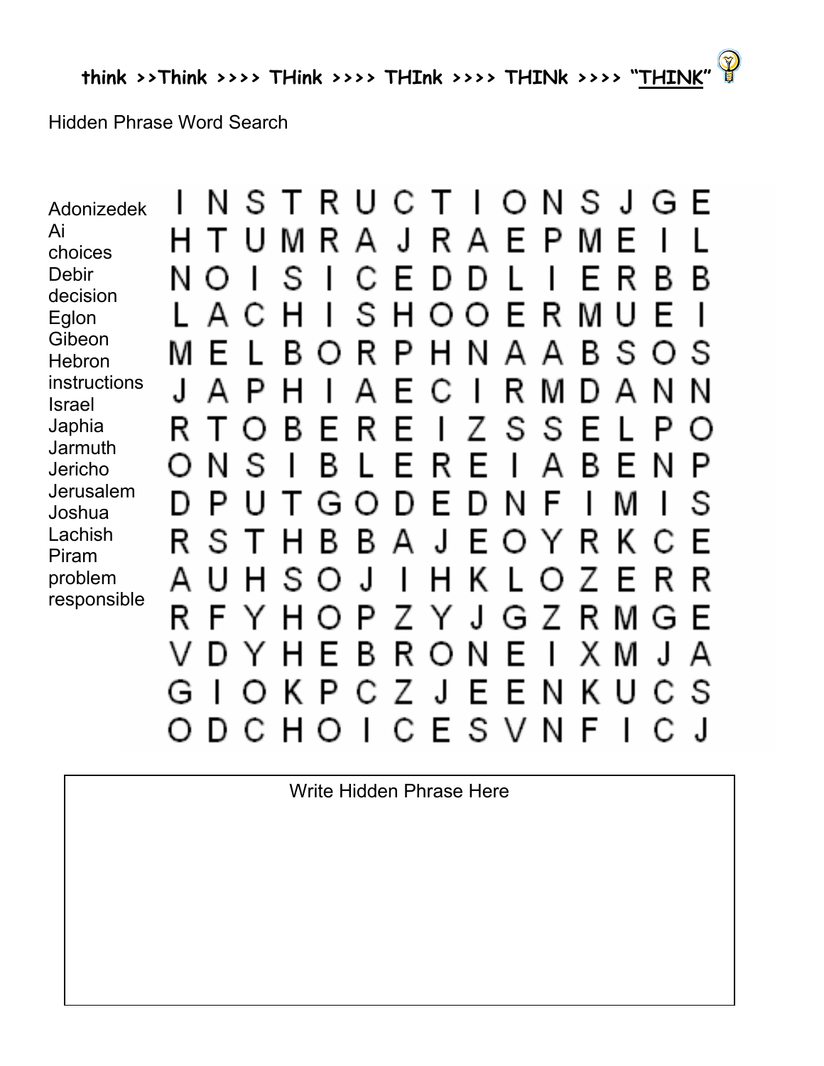think >>Think >>>> THink >>>> THInk >>>> THINk >>>> "THINK"

Hidden Phrase Word Search

- Adonizedek
- Ai
- choices
- Debir
- decision
- Eglon
- Gibeon
- Hebron
- instructions
- Israel
- Japhia
- Jarmuth
- Jericho
- Jerusalem
- Joshua
- Lachish
- Piram
- problem
- responsible

```
I N S T R U C T I O N S J G E
H T U M R A J R A E P M E I L
N O I S I C E D D L I E R B B
L A C H I S H O O E R M U E I
M E L B O R P H N A A B S O S
J A P H I A E C I R M D A N N
R T O B E R E I Z S S E L P O
O N S I B L E R E I A B E N P
D P U T G O D E D N F I M I S
R S T H B B A J E O Y R K C E
A U H S O J I H K L O Z E R R
R F Y H O P Z Y J G Z R M G E
V D Y H E B R O N E I X M J A
G I O K P C Z J E E N K U C S
O D C H O I C E S V N F I C J
```

Write Hidden Phrase Here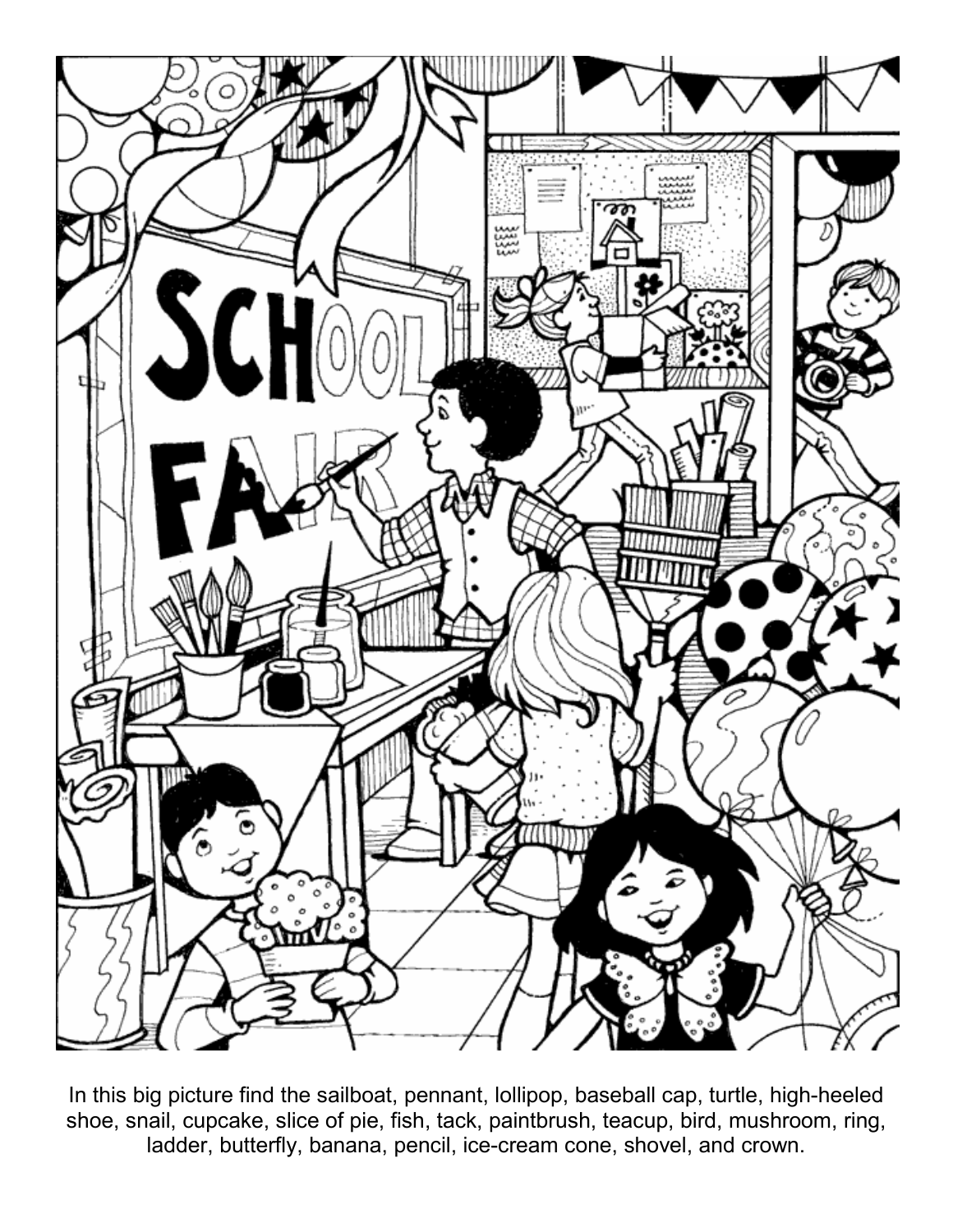In this big picture find the sailboat, pennant, lollipop, baseball cap, turtle, high-heeled shoe, snail, cupcake, slice of pie, fish, tack, paintbrush, teacup, bird, mushroom, ring, ladder, butterfly, banana, pencil, ice-cream cone, shovel, and crown.